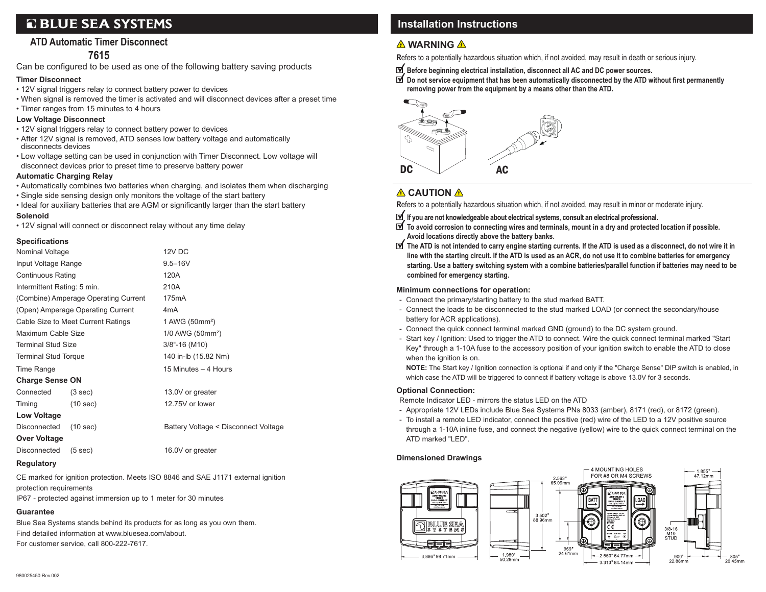# BLUE SEA SYSTEMS

## ATD Automatic Timer Disconnect
## 7615

Can be configured to be used as one of the following battery saving products

### Timer Disconnect

- 12V signal triggers relay to connect battery power to devices
- When signal is removed the timer is activated and will disconnect devices after a preset time
- Timer ranges from 15 minutes to 4 hours

### Low Voltage Disconnect

- 12V signal triggers relay to connect battery power to devices
- After 12V signal is removed, ATD senses low battery voltage and automatically disconnects devices
- Low voltage setting can be used in conjunction with Timer Disconnect. Low voltage will disconnect devices prior to preset time to preserve battery power

### Automatic Charging Relay

- Automatically combines two batteries when charging, and isolates them when discharging
- Single side sensing design only monitors the voltage of the start battery
- Ideal for auxiliary batteries that are AGM or significantly larger than the start battery

### Solenoid

- 12V signal will connect or disconnect relay without any time delay

### Specifications

| | | |
|---|---|---|
| Nominal Voltage | | 12V DC |
| Input Voltage Range | | 9.5–16V |
| Continuous Rating | | 120A |
| Intermittent Rating: 5 min. | | 210A |
| (Combine) Amperage Operating Current | | 175mA |
| (Open) Amperage Operating Current | | 4mA |
| Cable Size to Meet Current Ratings | | 1 AWG (50mm²) |
| Maximum Cable Size | | 1/0 AWG (50mm²) |
| Terminal Stud Size | | 3/8"-16 (M10) |
| Terminal Stud Torque | | 140 in-lb (15.82 Nm) |
| Time Range | | 15 Minutes – 4 Hours |
| **Charge Sense ON** | | |
| Connected | (3 sec) | 13.0V or greater |
| Timing | (10 sec) | 12.75V or lower |
| **Low Voltage** | | |
| Disconnected | (10 sec) | Battery Voltage < Disconnect Voltage |
| **Over Voltage** | | |
| Disconnected | (5 sec) | 16.0V or greater |

### Regulatory

CE marked for ignition protection. Meets ISO 8846 and SAE J1171 external ignition protection requirements

IP67 - protected against immersion up to 1 meter for 30 minutes

### Guarantee

Blue Sea Systems stands behind its products for as long as you own them.

Find detailed information at www.bluesea.com/about.

For customer service, call 800-222-7617.

980025450 Rev.002

## Installation Instructions

### ⚠ WARNING ⚠

**R**efers to a potentially hazardous situation which, if not avoided, may result in death or serious injury.

- ☑ **Before beginning electrical installation, disconnect all AC and DC power sources.**
- ☑ **Do not service equipment that has been automatically disconnected by the ATD without first permanently removing power from the equipment by a means other than the ATD.**

DC AC

### ⚠ CAUTION ⚠

**R**efers to a potentially hazardous situation which, if not avoided, may result in minor or moderate injury.

- ☑ **If you are not knowledgeable about electrical systems, consult an electrical professional.**
- ☑ **To avoid corrosion to connecting wires and terminals, mount in a dry and protected location if possible. Avoid locations directly above the battery banks.**
- ☑ **The ATD is not intended to carry engine starting currents. If the ATD is used as a disconnect, do not wire it in line with the starting circuit. If the ATD is used as an ACR, do not use it to combine batteries for emergency starting. Use a battery switching system with a combine batteries/parallel function if batteries may need to be combined for emergency starting.**

### Minimum connections for operation:

- Connect the primary/starting battery to the stud marked BATT.
- Connect the loads to be disconnected to the stud marked LOAD (or connect the secondary/house battery for ACR applications).
- Connect the quick connect terminal marked GND (ground) to the DC system ground.
- Start key / Ignition: Used to trigger the ATD to connect. Wire the quick connect terminal marked "Start Key" through a 1-10A fuse to the accessory position of your ignition switch to enable the ATD to close when the ignition is on.

  **NOTE:** The Start key / Ignition connection is optional if and only if the "Charge Sense" DIP switch is enabled, in which case the ATD will be triggered to connect if battery voltage is above 13.0V for 3 seconds.

### Optional Connection:

Remote Indicator LED - mirrors the status LED on the ATD

- Appropriate 12V LEDs include Blue Sea Systems PNs 8033 (amber), 8171 (red), or 8172 (green).
- To install a remote LED indicator, connect the positive (red) wire of the LED to a 12V positive source through a 1-10A inline fuse, and connect the negative (yellow) wire to the quick connect terminal on the ATD marked "LED".

### Dimensioned Drawings

4 MOUNTING HOLES FOR #8 OR M4 SCREWS

3.886" 98.71mm; 1.980" 50.29mm; 2.563" 65.09mm; 3.502" 88.96mm; .969" 24.61mm; 2.550" 64.77mm; 3.313" 84.14mm; 1.855" 47.12mm; 3/8-16 M10 STUD; .900" 22.86mm; .805" 20.45mm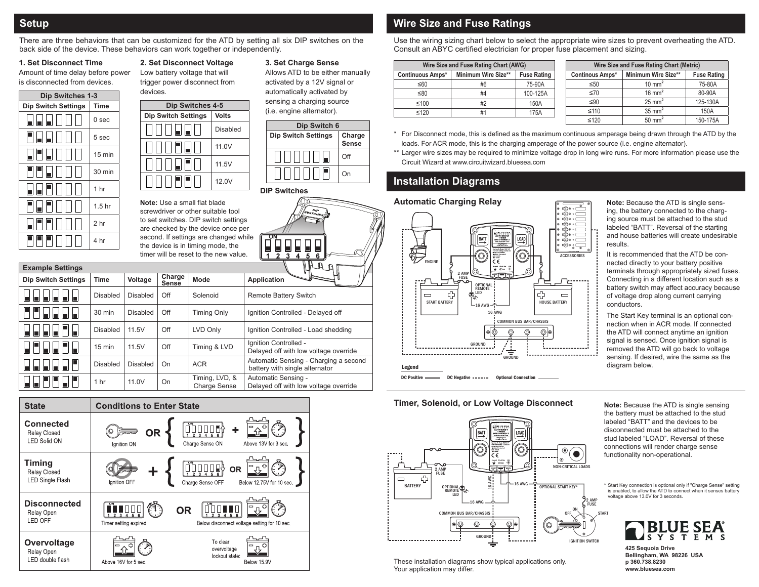## Setup

There are three behaviors that can be customized for the ATD by setting all six DIP switches on the back side of the device. These behaviors can work together or independently.

### 1. Set Disconnect Time

Amount of time delay before power is disconnected from devices.

| Dip Switches 1-3 | |
|---|---|
| Dip Switch Settings | Time |
| | 0 sec |
| | 5 sec |
| | 15 min |
| | 30 min |
| | 1 hr |
| | 1.5 hr |
| | 2 hr |
| | 4 hr |

### 2. Set Disconnect Voltage

Low battery voltage that will trigger power disconnect from devices.

| Dip Switches 4-5 | |
|---|---|
| Dip Switch Settings | Volts |
| | Disabled |
| | 11.0V |
| | 11.5V |
| | 12.0V |

**Note:** Use a small flat blade screwdriver or other suitable tool to set switches. DIP switch settings are checked by the device once per second. If settings are changed while the device is in timing mode, the timer will be reset to the new value.

### 3. Set Charge Sense

Allows ATD to be either manually activated by a 12V signal or automatically activated by sensing a charging source (i.e. engine alternator).

| Dip Switch 6 | |
|---|---|
| Dip Switch Settings | Charge Sense |
| | Off |
| | On |

DIP Switches

DIP SWITCHES

ON

1 2 3 4 5 6

| Example Settings | | | | | |
|---|---|---|---|---|---|
| Dip Switch Settings | Time | Voltage | Charge Sense | Mode | Application |
| | Disabled | Disabled | Off | Solenoid | Remote Battery Switch |
| | 30 min | Disabled | Off | Timing Only | Ignition Controlled - Delayed off |
| | Disabled | 11.5V | Off | LVD Only | Ignition Controlled - Load shedding |
| | 15 min | 11.5V | Off | Timing & LVD | Ignition Controlled - Delayed off with low voltage override |
| | Disabled | Disabled | On | ACR | Automatic Sensing - Charging a second battery with single alternator |
| | 1 hr | 11.0V | On | Timing, LVD, & Charge Sense | Automatic Sensing - Delayed off with low voltage override |

| State | Conditions to Enter State |
|---|---|
| **Connected** Relay Closed, LED Solid ON | Ignition ON OR { Charge Sense ON + Above 13V for 3 sec. } |
| **Timing** Relay Closed, LED Single Flash | Ignition OFF + { Charge Sense OFF OR Below 12.75V for 10 sec. } |
| **Disconnected** Relay Open, LED OFF | Timer setting expired OR Below disconnect voltage setting for 10 sec. |
| **Overvoltage** Relay Open, LED double flash | Above 16V for 5 sec. To clear overvoltage lockout state: Below 15.9V |

## Wire Size and Fuse Ratings

Use the wiring sizing chart below to select the appropriate wire sizes to prevent overheating the ATD. Consult an ABYC certified electrician for proper fuse placement and sizing.

| Wire Size and Fuse Rating Chart (AWG) | | |
|---|---|---|
| Continuous Amps* | Minimum Wire Size** | Fuse Rating |
| ≤60 | #6 | 75-90A |
| ≤80 | #4 | 100-125A |
| ≤100 | #2 | 150A |
| ≤120 | #1 | 175A |

| Wire Size and Fuse Rating Chart (Metric) | | |
|---|---|---|
| Continuous Amps* | Minimum Wire Size** | Fuse Rating |
| ≤50 | 10 $mm^2$ | 75-80A |
| ≤70 | 16 $mm^2$ | 80-90A |
| ≤90 | 25 $mm^2$ | 125-130A |
| ≤110 | 35 $mm^2$ | 150A |
| ≤120 | 50 $mm^2$ | 150-175A |

\* For Disconnect mode, this is defined as the maximum continuous amperage being drawn through the ATD by the loads. For ACR mode, this is the charging amperage of the power source (i.e. engine alternator).

\*\* Larger wire sizes may be required to minimize voltage drop in long wire runs. For more information please use the Circuit Wizard at www.circuitwizard.bluesea.com

## Installation Diagrams

### Automatic Charging Relay

ENGINE

ACCESSORIES

BATT

LOAD

2 AMP FUSE

OPTIONAL REMOTE LED

START BATTERY

HOUSE BATTERY

16 AWG

16 AWG

COMMON BUS BAR/CHASSIS

GROUND

GROUND

Legend

DC Positive — DC Negative - - - Optional Connection —

**Note:** Because the ATD is single sensing, the battery connected to the charging source must be attached to the stud labeled "BATT". Reversal of the starting and house batteries will create undesirable results.

It is recommended that the ATD be connected directly to your battery positive terminals through appropriately sized fuses. Connecting in a different location such as a battery switch may affect accuracy because of voltage drop along current carrying conductors.

The Start Key terminal is an optional connection when in ACR mode. If connected the ATD will connect anytime an ignition signal is sensed. Once ignition signal is removed the ATD will go back to voltage sensing. If desired, wire the same as the diagram below.

### Timer, Solenoid, or Low Voltage Disconnect

BATT

LOAD

NON-CRITICAL LOADS

BATTERY

2 AMP FUSE

OPTIONAL REMOTE LED

16 AWG

16 AWG

16 AWG

OPTIONAL START KEY*

2 AMP FUSE

ON

OFF

START

COMMON BUS BAR/CHASSIS

GROUND

IGNITION SWITCH

**Note:** Because the ATD is single sensing the battery must be attached to the stud labeled "BATT" and the devices to be disconnected must be attached to the stud labeled "LOAD". Reversal of these connections will render charge sense functionality non-operational.

\* Start Key connection is optional only if "Charge Sense" setting is enabled, to allow the ATD to connect when it senses battery voltage above 13.0V for 3 seconds.

These installation diagrams show typical applications only. Your application may differ.

BLUE SEA SYSTEMS

425 Sequoia Drive
Bellingham, WA 98226 USA
p 360.738.8230
www.bluesea.com